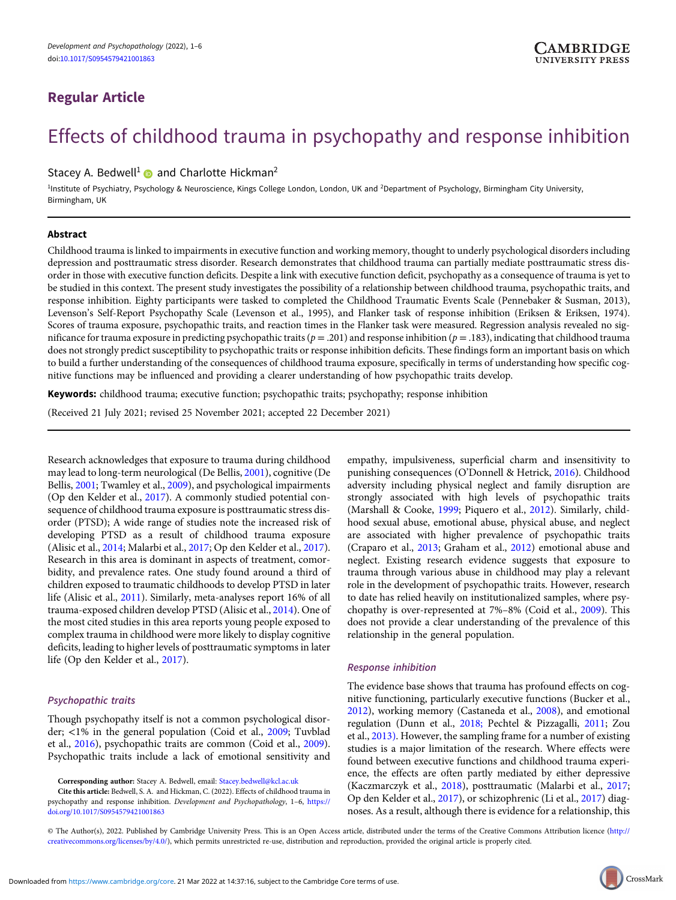## Regular Article

# Effects of childhood trauma in psychopathy and response inhibition

Stacey A. Bedwell[1] and Charlotte Hickman[2]

[1]Institute of Psychiatry, Psychology & Neuroscience, Kings College London, London, UK and [2]Department of Psychology, Birmingham City University, Birmingham, UK

### Abstract

Childhood trauma is linked to impairments in executive function and working memory, thought to underly psychological disorders including depression and posttraumatic stress disorder. Research demonstrates that childhood trauma can partially mediate posttraumatic stress disorder in those with executive function deficits. Despite a link with executive function deficit, psychopathy as a consequence of trauma is yet to be studied in this context. The present study investigates the possibility of a relationship between childhood trauma, psychopathic traits, and response inhibition. Eighty participants were tasked to completed the Childhood Traumatic Events Scale (Pennebaker & Susman, 2013), Levenson's Self-Report Psychopathy Scale (Levenson et al., 1995), and Flanker task of response inhibition (Eriksen & Eriksen, 1974). Scores of trauma exposure, psychopathic traits, and reaction times in the Flanker task were measured. Regression analysis revealed no significance for trauma exposure in predicting psychopathic traits ($p = .201$) and response inhibition ($p = .183$), indicating that childhood trauma does not strongly predict susceptibility to psychopathic traits or response inhibition deficits. These findings form an important basis on which to build a further understanding of the consequences of childhood trauma exposure, specifically in terms of understanding how specific cognitive functions may be influenced and providing a clearer understanding of how psychopathic traits develop.

**Keywords:** childhood trauma; executive function; psychopathic traits; psychopathy; response inhibition

(Received 21 July 2021; revised 25 November 2021; accepted 22 December 2021)

Research acknowledges that exposure to trauma during childhood may lead to long-term neurological (De Bellis, 2001), cognitive (De Bellis, 2001; Twamley et al., 2009), and psychological impairments (Op den Kelder et al., 2017). A commonly studied potential consequence of childhood trauma exposure is posttraumatic stress disorder (PTSD); A wide range of studies note the increased risk of developing PTSD as a result of childhood trauma exposure (Alisic et al., 2014; Malarbi et al., 2017; Op den Kelder et al., 2017). Research in this area is dominant in aspects of treatment, comorbidity, and prevalence rates. One study found around a third of children exposed to traumatic childhoods to develop PTSD in later life (Alisic et al., 2011). Similarly, meta-analyses report 16% of all trauma-exposed children develop PTSD (Alisic et al., 2014). One of the most cited studies in this area reports young people exposed to complex trauma in childhood were more likely to display cognitive deficits, leading to higher levels of posttraumatic symptoms in later life (Op den Kelder et al., 2017).

### *Psychopathic traits*

Though psychopathy itself is not a common psychological disorder; <1% in the general population (Coid et al., 2009; Tuvblad et al., 2016), psychopathic traits are common (Coid et al., 2009). Psychopathic traits include a lack of emotional sensitivity and empathy, impulsiveness, superficial charm and insensitivity to punishing consequences (O'Donnell & Hetrick, 2016). Childhood adversity including physical neglect and family disruption are strongly associated with high levels of psychopathic traits (Marshall & Cooke, 1999; Piquero et al., 2012). Similarly, childhood sexual abuse, emotional abuse, physical abuse, and neglect are associated with higher prevalence of psychopathic traits (Craparo et al., 2013; Graham et al., 2012) emotional abuse and neglect. Existing research evidence suggests that exposure to trauma through various abuse in childhood may play a relevant role in the development of psychopathic traits. However, research to date has relied heavily on institutionalized samples, where psychopathy is over-represented at 7%–8% (Coid et al., 2009). This does not provide a clear understanding of the prevalence of this relationship in the general population.

### *Response inhibition*

The evidence base shows that trauma has profound effects on cognitive functioning, particularly executive functions (Bucker et al., 2012), working memory (Castaneda et al., 2008), and emotional regulation (Dunn et al., 2018; Pechtel & Pizzagalli, 2011; Zou et al., 2013). However, the sampling frame for a number of existing studies is a major limitation of the research. Where effects were found between executive functions and childhood trauma experience, the effects are often partly mediated by either depressive (Kaczmarczyk et al., 2018), posttraumatic (Malarbi et al., 2017; Op den Kelder et al., 2017), or schizophrenic (Li et al., 2017) diagnoses. As a result, although there is evidence for a relationship, this

**Corresponding author:** Stacey A. Bedwell, email: Stacey.bedwell@kcl.ac.uk

**Cite this article:** Bedwell, S. A. and Hickman, C. (2022). Effects of childhood trauma in psychopathy and response inhibition. *Development and Psychopathology*, 1–6, https://doi.org/10.1017/S0954579421001863

© The Author(s), 2022. Published by Cambridge University Press. This is an Open Access article, distributed under the terms of the Creative Commons Attribution licence (http://creativecommons.org/licenses/by/4.0/), which permits unrestricted re-use, distribution and reproduction, provided the original article is properly cited.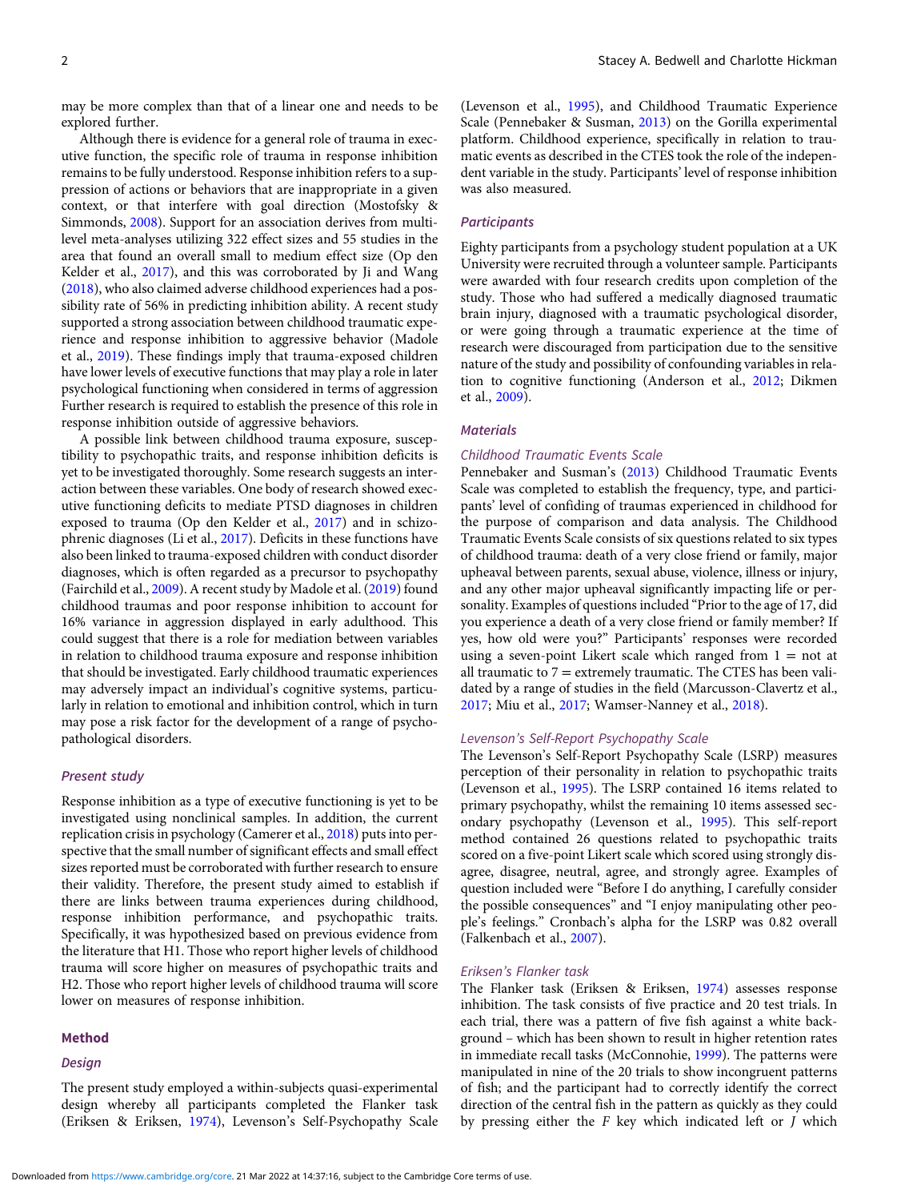may be more complex than that of a linear one and needs to be explored further.

Although there is evidence for a general role of trauma in executive function, the specific role of trauma in response inhibition remains to be fully understood. Response inhibition refers to a suppression of actions or behaviors that are inappropriate in a given context, or that interfere with goal direction (Mostofsky & Simmonds, 2008). Support for an association derives from multilevel meta-analyses utilizing 322 effect sizes and 55 studies in the area that found an overall small to medium effect size (Op den Kelder et al., 2017), and this was corroborated by Ji and Wang (2018), who also claimed adverse childhood experiences had a possibility rate of 56% in predicting inhibition ability. A recent study supported a strong association between childhood traumatic experience and response inhibition to aggressive behavior (Madole et al., 2019). These findings imply that trauma-exposed children have lower levels of executive functions that may play a role in later psychological functioning when considered in terms of aggression Further research is required to establish the presence of this role in response inhibition outside of aggressive behaviors.

A possible link between childhood trauma exposure, susceptibility to psychopathic traits, and response inhibition deficits is yet to be investigated thoroughly. Some research suggests an interaction between these variables. One body of research showed executive functioning deficits to mediate PTSD diagnoses in children exposed to trauma (Op den Kelder et al., 2017) and in schizophrenic diagnoses (Li et al., 2017). Deficits in these functions have also been linked to trauma-exposed children with conduct disorder diagnoses, which is often regarded as a precursor to psychopathy (Fairchild et al., 2009). A recent study by Madole et al. (2019) found childhood traumas and poor response inhibition to account for 16% variance in aggression displayed in early adulthood. This could suggest that there is a role for mediation between variables in relation to childhood trauma exposure and response inhibition that should be investigated. Early childhood traumatic experiences may adversely impact an individual's cognitive systems, particularly in relation to emotional and inhibition control, which in turn may pose a risk factor for the development of a range of psychopathological disorders.

### *Present study*

Response inhibition as a type of executive functioning is yet to be investigated using nonclinical samples. In addition, the current replication crisis in psychology (Camerer et al., 2018) puts into perspective that the small number of significant effects and small effect sizes reported must be corroborated with further research to ensure their validity. Therefore, the present study aimed to establish if there are links between trauma experiences during childhood, response inhibition performance, and psychopathic traits. Specifically, it was hypothesized based on previous evidence from the literature that H1. Those who report higher levels of childhood trauma will score higher on measures of psychopathic traits and H2. Those who report higher levels of childhood trauma will score lower on measures of response inhibition.

## Method

### *Design*

The present study employed a within-subjects quasi-experimental design whereby all participants completed the Flanker task (Eriksen & Eriksen, 1974), Levenson's Self-Psychopathy Scale (Levenson et al., 1995), and Childhood Traumatic Experience Scale (Pennebaker & Susman, 2013) on the Gorilla experimental platform. Childhood experience, specifically in relation to traumatic events as described in the CTES took the role of the independent variable in the study. Participants' level of response inhibition was also measured.

### *Participants*

Eighty participants from a psychology student population at a UK University were recruited through a volunteer sample. Participants were awarded with four research credits upon completion of the study. Those who had suffered a medically diagnosed traumatic brain injury, diagnosed with a traumatic psychological disorder, or were going through a traumatic experience at the time of research were discouraged from participation due to the sensitive nature of the study and possibility of confounding variables in relation to cognitive functioning (Anderson et al., 2012; Dikmen et al., 2009).

### *Materials*

#### *Childhood Traumatic Events Scale*

Pennebaker and Susman's (2013) Childhood Traumatic Events Scale was completed to establish the frequency, type, and participants' level of confiding of traumas experienced in childhood for the purpose of comparison and data analysis. The Childhood Traumatic Events Scale consists of six questions related to six types of childhood trauma: death of a very close friend or family, major upheaval between parents, sexual abuse, violence, illness or injury, and any other major upheaval significantly impacting life or personality. Examples of questions included "Prior to the age of 17, did you experience a death of a very close friend or family member? If yes, how old were you?" Participants' responses were recorded using a seven-point Likert scale which ranged from 1 = not at all traumatic to 7 = extremely traumatic. The CTES has been validated by a range of studies in the field (Marcusson-Clavertz et al., 2017; Miu et al., 2017; Wamser-Nanney et al., 2018).

#### *Levenson's Self-Report Psychopathy Scale*

The Levenson's Self-Report Psychopathy Scale (LSRP) measures perception of their personality in relation to psychopathic traits (Levenson et al., 1995). The LSRP contained 16 items related to primary psychopathy, whilst the remaining 10 items assessed secondary psychopathy (Levenson et al., 1995). This self-report method contained 26 questions related to psychopathic traits scored on a five-point Likert scale which scored using strongly disagree, disagree, neutral, agree, and strongly agree. Examples of question included were "Before I do anything, I carefully consider the possible consequences" and "I enjoy manipulating other people's feelings." Cronbach's alpha for the LSRP was 0.82 overall (Falkenbach et al., 2007).

#### *Eriksen's Flanker task*

The Flanker task (Eriksen & Eriksen, 1974) assesses response inhibition. The task consists of five practice and 20 test trials. In each trial, there was a pattern of five fish against a white background – which has been shown to result in higher retention rates in immediate recall tasks (McConnohie, 1999). The patterns were manipulated in nine of the 20 trials to show incongruent patterns of fish; and the participant had to correctly identify the correct direction of the central fish in the pattern as quickly as they could by pressing either the *F* key which indicated left or *J* which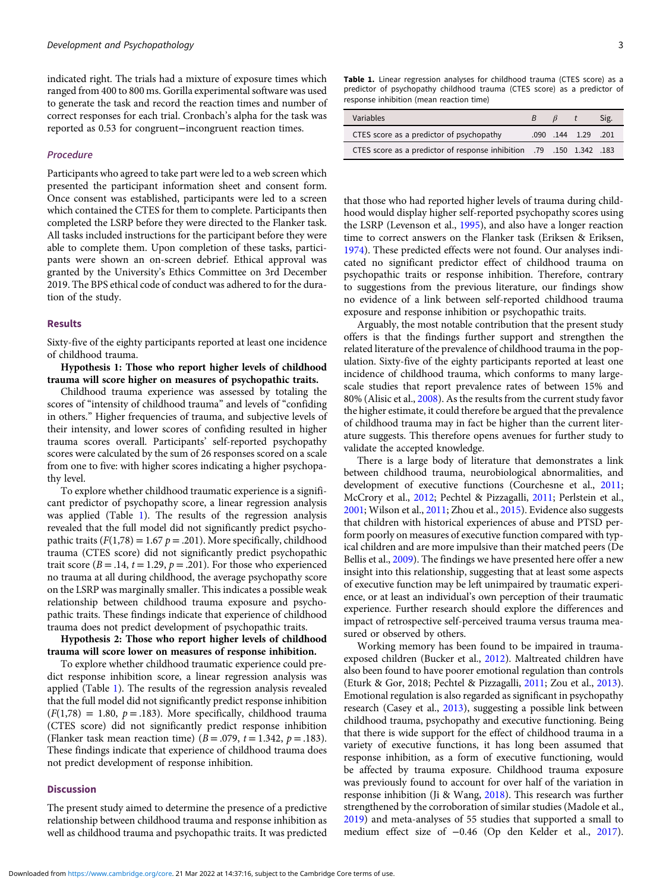indicated right. The trials had a mixture of exposure times which ranged from 400 to 800 ms. Gorilla experimental software was used to generate the task and record the reaction times and number of correct responses for each trial. Cronbach's alpha for the task was reported as 0.53 for congruent−incongruent reaction times.

### Procedure

Participants who agreed to take part were led to a web screen which presented the participant information sheet and consent form. Once consent was established, participants were led to a screen which contained the CTES for them to complete. Participants then completed the LSRP before they were directed to the Flanker task. All tasks included instructions for the participant before they were able to complete them. Upon completion of these tasks, participants were shown an on-screen debrief. Ethical approval was granted by the University's Ethics Committee on 3rd December 2019. The BPS ethical code of conduct was adhered to for the duration of the study.

## Results

Sixty-five of the eighty participants reported at least one incidence of childhood trauma.

**Hypothesis 1: Those who report higher levels of childhood trauma will score higher on measures of psychopathic traits.**

Childhood trauma experience was assessed by totaling the scores of "intensity of childhood trauma" and levels of "confiding in others." Higher frequencies of trauma, and subjective levels of their intensity, and lower scores of confiding resulted in higher trauma scores overall. Participants' self-reported psychopathy scores were calculated by the sum of 26 responses scored on a scale from one to five: with higher scores indicating a higher psychopathy level.

To explore whether childhood traumatic experience is a significant predictor of psychopathy score, a linear regression analysis was applied (Table 1). The results of the regression analysis revealed that the full model did not significantly predict psychopathic traits ($F(1,78) = 1.67$ $p = .201$). More specifically, childhood trauma (CTES score) did not significantly predict psychopathic trait score ($B = .14$, $t = 1.29$, $p = .201$). For those who experienced no trauma at all during childhood, the average psychopathy score on the LSRP was marginally smaller. This indicates a possible weak relationship between childhood trauma exposure and psychopathic traits. These findings indicate that experience of childhood trauma does not predict development of psychopathic traits.

**Hypothesis 2: Those who report higher levels of childhood trauma will score lower on measures of response inhibition.**

To explore whether childhood traumatic experience could predict response inhibition score, a linear regression analysis was applied (Table 1). The results of the regression analysis revealed that the full model did not significantly predict response inhibition ($F(1,78) = 1.80$, $p = .183$). More specifically, childhood trauma (CTES score) did not significantly predict response inhibition (Flanker task mean reaction time) ($B = .079$, $t = 1.342$, $p = .183$). These findings indicate that experience of childhood trauma does not predict development of response inhibition.

**Table 1.** Linear regression analyses for childhood trauma (CTES score) as a predictor of psychopathy childhood trauma (CTES score) as a predictor of response inhibition (mean reaction time)

| Variables | $B$ | $\beta$ | $t$ | Sig. |
|---|---|---|---|---|
| CTES score as a predictor of psychopathy | .090 | .144 | 1.29 | .201 |
| CTES score as a predictor of response inhibition | .79 | .150 | 1.342 | .183 |

## Discussion

The present study aimed to determine the presence of a predictive relationship between childhood trauma and response inhibition as well as childhood trauma and psychopathic traits. It was predicted that those who had reported higher levels of trauma during childhood would display higher self-reported psychopathy scores using the LSRP (Levenson et al., 1995), and also have a longer reaction time to correct answers on the Flanker task (Eriksen & Eriksen, 1974). These predicted effects were not found. Our analyses indicated no significant predictor effect of childhood trauma on psychopathic traits or response inhibition. Therefore, contrary to suggestions from the previous literature, our findings show no evidence of a link between self-reported childhood trauma exposure and response inhibition or psychopathic traits.

Arguably, the most notable contribution that the present study offers is that the findings further support and strengthen the related literature of the prevalence of childhood trauma in the population. Sixty-five of the eighty participants reported at least one incidence of childhood trauma, which conforms to many large-scale studies that report prevalence rates of between 15% and 80% (Alisic et al., 2008). As the results from the current study favor the higher estimate, it could therefore be argued that the prevalence of childhood trauma may in fact be higher than the current literature suggests. This therefore opens avenues for further study to validate the accepted knowledge.

There is a large body of literature that demonstrates a link between childhood trauma, neurobiological abnormalities, and development of executive functions (Courchesne et al., 2011; McCrory et al., 2012; Pechtel & Pizzagalli, 2011; Perlstein et al., 2001; Wilson et al., 2011; Zhou et al., 2015). Evidence also suggests that children with historical experiences of abuse and PTSD perform poorly on measures of executive function compared with typical children and are more impulsive than their matched peers (De Bellis et al., 2009). The findings we have presented here offer a new insight into this relationship, suggesting that at least some aspects of executive function may be left unimpaired by traumatic experience, or at least an individual's own perception of their traumatic experience. Further research should explore the differences and impact of retrospective self-perceived trauma versus trauma measured or observed by others.

Working memory has been found to be impaired in trauma-exposed children (Bucker et al., 2012). Maltreated children have also been found to have poorer emotional regulation than controls (Eturk & Gor, 2018; Pechtel & Pizzagalli, 2011; Zou et al., 2013). Emotional regulation is also regarded as significant in psychopathy research (Casey et al., 2013), suggesting a possible link between childhood trauma, psychopathy and executive functioning. Being that there is wide support for the effect of childhood trauma in a variety of executive functions, it has long been assumed that response inhibition, as a form of executive functioning, would be affected by trauma exposure. Childhood trauma exposure was previously found to account for over half of the variation in response inhibition (Ji & Wang, 2018). This research was further strengthened by the corroboration of similar studies (Madole et al., 2019) and meta-analyses of 55 studies that supported a small to medium effect size of −0.46 (Op den Kelder et al., 2017).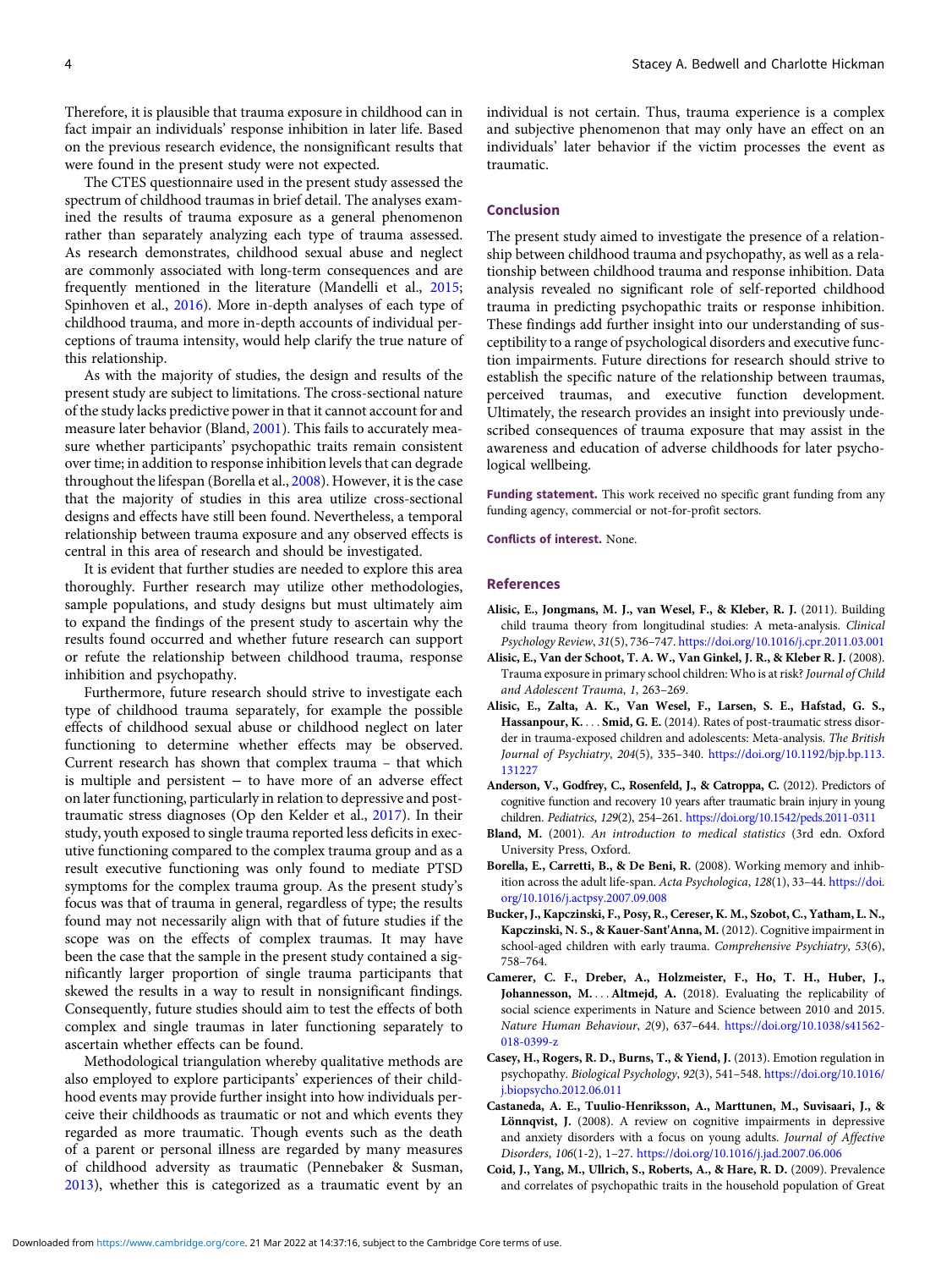Therefore, it is plausible that trauma exposure in childhood can in fact impair an individuals' response inhibition in later life. Based on the previous research evidence, the nonsignificant results that were found in the present study were not expected.

The CTES questionnaire used in the present study assessed the spectrum of childhood traumas in brief detail. The analyses examined the results of trauma exposure as a general phenomenon rather than separately analyzing each type of trauma assessed. As research demonstrates, childhood sexual abuse and neglect are commonly associated with long-term consequences and are frequently mentioned in the literature (Mandelli et al., 2015; Spinhoven et al., 2016). More in-depth analyses of each type of childhood trauma, and more in-depth accounts of individual perceptions of trauma intensity, would help clarify the true nature of this relationship.

As with the majority of studies, the design and results of the present study are subject to limitations. The cross-sectional nature of the study lacks predictive power in that it cannot account for and measure later behavior (Bland, 2001). This fails to accurately measure whether participants' psychopathic traits remain consistent over time; in addition to response inhibition levels that can degrade throughout the lifespan (Borella et al., 2008). However, it is the case that the majority of studies in this area utilize cross-sectional designs and effects have still been found. Nevertheless, a temporal relationship between trauma exposure and any observed effects is central in this area of research and should be investigated.

It is evident that further studies are needed to explore this area thoroughly. Further research may utilize other methodologies, sample populations, and study designs but must ultimately aim to expand the findings of the present study to ascertain why the results found occurred and whether future research can support or refute the relationship between childhood trauma, response inhibition and psychopathy.

Furthermore, future research should strive to investigate each type of childhood trauma separately, for example the possible effects of childhood sexual abuse or childhood neglect on later functioning to determine whether effects may be observed. Current research has shown that complex trauma – that which is multiple and persistent – to have more of an adverse effect on later functioning, particularly in relation to depressive and post-traumatic stress diagnoses (Op den Kelder et al., 2017). In their study, youth exposed to single trauma reported less deficits in executive functioning compared to the complex trauma group and as a result executive functioning was only found to mediate PTSD symptoms for the complex trauma group. As the present study's focus was that of trauma in general, regardless of type; the results found may not necessarily align with that of future studies if the scope was on the effects of complex traumas. It may have been the case that the sample in the present study contained a significantly larger proportion of single trauma participants that skewed the results in a way to result in nonsignificant findings. Consequently, future studies should aim to test the effects of both complex and single traumas in later functioning separately to ascertain whether effects can be found.

Methodological triangulation whereby qualitative methods are also employed to explore participants' experiences of their childhood events may provide further insight into how individuals perceive their childhoods as traumatic or not and which events they regarded as more traumatic. Though events such as the death of a parent or personal illness are regarded by many measures of childhood adversity as traumatic (Pennebaker & Susman, 2013), whether this is categorized as a traumatic event by an individual is not certain. Thus, trauma experience is a complex and subjective phenomenon that may only have an effect on an individuals' later behavior if the victim processes the event as traumatic.

## Conclusion

The present study aimed to investigate the presence of a relationship between childhood trauma and psychopathy, as well as a relationship between childhood trauma and response inhibition. Data analysis revealed no significant role of self-reported childhood trauma in predicting psychopathic traits or response inhibition. These findings add further insight into our understanding of susceptibility to a range of psychological disorders and executive function impairments. Future directions for research should strive to establish the specific nature of the relationship between traumas, perceived traumas, and executive function development. Ultimately, the research provides an insight into previously undescribed consequences of trauma exposure that may assist in the awareness and education of adverse childhoods for later psychological wellbeing.

**Funding statement.** This work received no specific grant funding from any funding agency, commercial or not-for-profit sectors.

**Conflicts of interest.** None.

## References

**Alisic, E., Jongmans, M. J., van Wesel, F., & Kleber, R. J.** (2011). Building child trauma theory from longitudinal studies: A meta-analysis. *Clinical Psychology Review*, *31*(5), 736–747. https://doi.org/10.1016/j.cpr.2011.03.001

**Alisic, E., Van der Schoot, T. A. W., Van Ginkel, J. R., & Kleber R. J.** (2008). Trauma exposure in primary school children: Who is at risk? *Journal of Child and Adolescent Trauma*, *1*, 263–269.

**Alisic, E., Zalta, A. K., Van Wesel, F., Larsen, S. E., Hafstad, G. S., Hassanpour, K. ... Smid, G. E.** (2014). Rates of post-traumatic stress disorder in trauma-exposed children and adolescents: Meta-analysis. *The British Journal of Psychiatry*, *204*(5), 335–340. https://doi.org/10.1192/bjp.bp.113.131227

**Anderson, V., Godfrey, C., Rosenfeld, J., & Catroppa, C.** (2012). Predictors of cognitive function and recovery 10 years after traumatic brain injury in young children. *Pediatrics*, *129*(2), 254–261. https://doi.org/10.1542/peds.2011-0311

**Bland, M.** (2001). *An introduction to medical statistics* (3rd edn. Oxford University Press, Oxford.

**Borella, E., Carretti, B., & De Beni, R.** (2008). Working memory and inhibition across the adult life-span. *Acta Psychologica*, *128*(1), 33–44. https://doi.org/10.1016/j.actpsy.2007.09.008

**Bucker, J., Kapczinski, F., Posy, R., Cereser, K. M., Szobot, C., Yatham, L. N., Kapczinski, N. S., & Kauer-Sant'Anna, M.** (2012). Cognitive impairment in school-aged children with early trauma. *Comprehensive Psychiatry*, *53*(6), 758–764.

**Camerer, C. F., Dreber, A., Holzmeister, F., Ho, T. H., Huber, J., Johannesson, M. ... Altmejd, A.** (2018). Evaluating the replicability of social science experiments in Nature and Science between 2010 and 2015. *Nature Human Behaviour*, *2*(9), 637–644. https://doi.org/10.1038/s41562-018-0399-z

**Casey, H., Rogers, R. D., Burns, T., & Yiend, J.** (2013). Emotion regulation in psychopathy. *Biological Psychology*, *92*(3), 541–548. https://doi.org/10.1016/j.biopsycho.2012.06.011

**Castaneda, A. E., Tuulio-Henriksson, A., Marttunen, M., Suvisaari, J., & Lönnqvist, J.** (2008). A review on cognitive impairments in depressive and anxiety disorders with a focus on young adults. *Journal of Affective Disorders*, *106*(1-2), 1–27. https://doi.org/10.1016/j.jad.2007.06.006

**Coid, J., Yang, M., Ullrich, S., Roberts, A., & Hare, R. D.** (2009). Prevalence and correlates of psychopathic traits in the household population of Great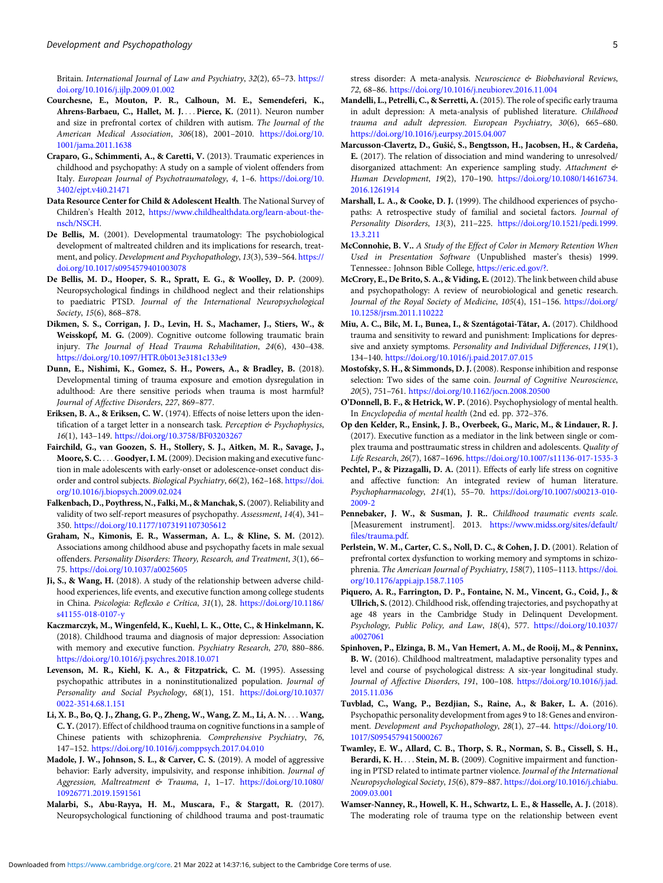Britain. *International Journal of Law and Psychiatry*, *32*(2), 65–73. https://doi.org/10.1016/j.ijlp.2009.01.002

**Courchesne, E., Mouton, P. R., Calhoun, M. E., Semendeferi, K., Ahrens-Barbaeu, C., Hallet, M. J. . . . Pierce, K.** (2011). Neuron number and size in prefrontal cortex of children with autism. *The Journal of the American Medical Association*, *306*(18), 2001–2010. https://doi.org/10.1001/jama.2011.1638

**Craparo, G., Schimmenti, A., & Caretti, V.** (2013). Traumatic experiences in childhood and psychopathy: A study on a sample of violent offenders from Italy. *European Journal of Psychotraumatology*, *4*, 1–6. https://doi.org/10.3402/ejpt.v4i0.21471

**Data Resource Center for Child & Adolescent Health**. The National Survey of Children's Health 2012, https://www.childhealthdata.org/learn-about-the-nsch/NSCH.

**De Bellis, M.** (2001). Developmental traumatology: The psychobiological development of maltreated children and its implications for research, treatment, and policy. *Development and Psychopathology*, *13*(3), 539–564. https://doi.org/10.1017/s0954579401003078

**De Bellis, M. D., Hooper, S. R., Spratt, E. G., & Woolley, D. P.** (2009). Neuropsychological findings in childhood neglect and their relationships to paediatric PTSD. *Journal of the International Neuropsychological Society*, *15*(6), 868–878.

**Dikmen, S. S., Corrigan, J. D., Levin, H. S., Machamer, J., Stiers, W., & Weisskopf, M. G.** (2009). Cognitive outcome following traumatic brain injury. *The Journal of Head Trauma Rehabilitation*, *24*(6), 430–438. https://doi.org/10.1097/HTR.0b013e3181c133e9

**Dunn, E., Nishimi, K., Gomez, S. H., Powers, A., & Bradley, B.** (2018). Developmental timing of trauma exposure and emotion dysregulation in adulthood: Are there sensitive periods when trauma is most harmful? *Journal of Affective Disorders*, *227*, 869–877.

**Eriksen, B. A., & Eriksen, C. W.** (1974). Effects of noise letters upon the identification of a target letter in a nonsearch task. *Perception & Psychophysics*, *16*(1), 143–149. https://doi.org/10.3758/BF03203267

**Fairchild, G., van Goozen, S. H., Stollery, S. J., Aitken, M. R., Savage, J., Moore, S. C. . . . Goodyer, I. M.** (2009). Decision making and executive function in male adolescents with early-onset or adolescence-onset conduct disorder and control subjects. *Biological Psychiatry*, *66*(2), 162–168. https://doi.org/10.1016/j.biopsych.2009.02.024

**Falkenbach, D., Poythress, N., Falki, M., & Manchak, S.** (2007). Reliability and validity of two self-report measures of psychopathy. *Assessment*, *14*(4), 341–350. https://doi.org/10.1177/1073191107305612

**Graham, N., Kimonis, E. R., Wasserman, A. L., & Kline, S. M.** (2012). Associations among childhood abuse and psychopathy facets in male sexual offenders. *Personality Disorders: Theory, Research, and Treatment*, *3*(1), 66–75. https://doi.org/10.1037/a0025605

**Ji, S., & Wang, H.** (2018). A study of the relationship between adverse childhood experiences, life events, and executive function among college students in China. *Psicologia: Reflexão e Crítica*, *31*(1), 28. https://doi.org/10.1186/s41155-018-0107-y

**Kaczmarczyk, M., Wingenfeld, K., Kuehl, L. K., Otte, C., & Hinkelmann, K.** (2018). Childhood trauma and diagnosis of major depression: Association with memory and executive function. *Psychiatry Research*, *270*, 880–886. https://doi.org/10.1016/j.psychres.2018.10.071

**Levenson, M. R., Kiehl, K. A., & Fitzpatrick, C. M.** (1995). Assessing psychopathic attributes in a noninstitutionalized population. *Journal of Personality and Social Psychology*, *68*(1), 151. https://doi.org/10.1037/0022-3514.68.1.151

**Li, X. B., Bo, Q. J., Zhang, G. P., Zheng, W., Wang, Z. M., Li, A. N. . . . Wang, C. Y.** (2017). Effect of childhood trauma on cognitive functions in a sample of Chinese patients with schizophrenia. *Comprehensive Psychiatry*, *76*, 147–152. https://doi.org/10.1016/j.comppsych.2017.04.010

**Madole, J. W., Johnson, S. L., & Carver, C. S.** (2019). A model of aggressive behavior: Early adversity, impulsivity, and response inhibition. *Journal of Aggression, Maltreatment & Trauma*, *1*, 1–17. https://doi.org/10.1080/10926771.2019.1591561

**Malarbi, S., Abu-Rayya, H. M., Muscara, F., & Stargatt, R.** (2017). Neuropsychological functioning of childhood trauma and post-traumatic stress disorder: A meta-analysis. *Neuroscience & Biobehavioral Reviews*, *72*, 68–86. https://doi.org/10.1016/j.neubiorev.2016.11.004

**Mandelli, L., Petrelli, C., & Serretti, A.** (2015). The role of specific early trauma in adult depression: A meta-analysis of published literature. *Childhood trauma and adult depression. European Psychiatry*, *30*(6), 665–680. https://doi.org/10.1016/j.eurpsy.2015.04.007

**Marcusson-Clavertz, D., Gušić, S., Bengtsson, H., Jacobsen, H., & Cardeña, E.** (2017). The relation of dissociation and mind wandering to unresolved/disorganized attachment: An experience sampling study. *Attachment & Human Development*, *19*(2), 170–190. https://doi.org/10.1080/14616734.2016.1261914

**Marshall, L. A., & Cooke, D. J.** (1999). The childhood experiences of psychopaths: A retrospective study of familial and societal factors. *Journal of Personality Disorders*, *13*(3), 211–225. https://doi.org/10.1521/pedi.1999.13.3.211

**McConnohie, B. V.**. *A Study of the Effect of Color in Memory Retention When Used in Presentation Software* (Unpublished master's thesis) 1999. Tennessee.: Johnson Bible College, https://eric.ed.gov/?.

**McCrory, E., De Brito, S. A., & Viding, E.** (2012). The link between child abuse and psychopathology: A review of neurobiological and genetic research. *Journal of the Royal Society of Medicine*, *105*(4), 151–156. https://doi.org/10.1258/jrsm.2011.110222

**Miu, A. C., Bîlc, M. I., Bunea, I., & Szentágotai-Tătar, A.** (2017). Childhood trauma and sensitivity to reward and punishment: Implications for depressive and anxiety symptoms. *Personality and Individual Differences*, *119*(1), 134–140. https://doi.org/10.1016/j.paid.2017.07.015

**Mostofsky, S. H., & Simmonds, D. J.** (2008). Response inhibition and response selection: Two sides of the same coin. *Journal of Cognitive Neuroscience*, *20*(5), 751–761. https://doi.org/10.1162/jocn.2008.20500

**O'Donnell, B. F., & Hetrick, W. P.** (2016). Psychophysiology of mental health. In *Encyclopedia of mental health* (2nd ed. pp. 372–376.

**Op den Kelder, R., Ensink, J. B., Overbeek, G., Maric, M., & Lindauer, R. J.** (2017). Executive function as a mediator in the link between single or complex trauma and posttraumatic stress in children and adolescents. *Quality of Life Research*, *26*(7), 1687–1696. https://doi.org/10.1007/s11136-017-1535-3

**Pechtel, P., & Pizzagalli, D. A.** (2011). Effects of early life stress on cognitive and affective function: An integrated review of human literature. *Psychopharmacology*, *214*(1), 55–70. https://doi.org/10.1007/s00213-010-2009-2

**Pennebaker, J. W., & Susman, J. R.**. *Childhood traumatic events scale.* [Measurement instrument]. 2013. https://www.midss.org/sites/default/files/trauma.pdf.

**Perlstein, W. M., Carter, C. S., Noll, D. C., & Cohen, J. D.** (2001). Relation of prefrontal cortex dysfunction to working memory and symptoms in schizophrenia. *The American Journal of Psychiatry*, *158*(7), 1105–1113. https://doi.org/10.1176/appi.ajp.158.7.1105

**Piquero, A. R., Farrington, D. P., Fontaine, N. M., Vincent, G., Coid, J., & Ullrich, S.** (2012). Childhood risk, offending trajectories, and psychopathy at age 48 years in the Cambridge Study in Delinquent Development. *Psychology, Public Policy, and Law*, *18*(4), 577. https://doi.org/10.1037/a0027061

**Spinhoven, P., Elzinga, B. M., Van Hemert, A. M., de Rooij, M., & Penninx, B. W.** (2016). Childhood maltreatment, maladaptive personality types and level and course of psychological distress: A six-year longitudinal study. *Journal of Affective Disorders*, *191*, 100–108. https://doi.org/10.1016/j.jad.2015.11.036

**Tuvblad, C., Wang, P., Bezdjian, S., Raine, A., & Baker, L. A.** (2016). Psychopathic personality development from ages 9 to 18: Genes and environment. *Development and Psychopathology*, *28*(1), 27–44. https://doi.org/10.1017/S0954579415000267

**Twamley, E. W., Allard, C. B., Thorp, S. R., Norman, S. B., Cissell, S. H., Berardi, K. H. . . . Stein, M. B.** (2009). Cognitive impairment and functioning in PTSD related to intimate partner violence. *Journal of the International Neuropsychological Society*, *15*(6), 879–887. https://doi.org/10.1016/j.chiabu.2009.03.001

**Wamser-Nanney, R., Howell, K. H., Schwartz, L. E., & Hasselle, A. J.** (2018). The moderating role of trauma type on the relationship between event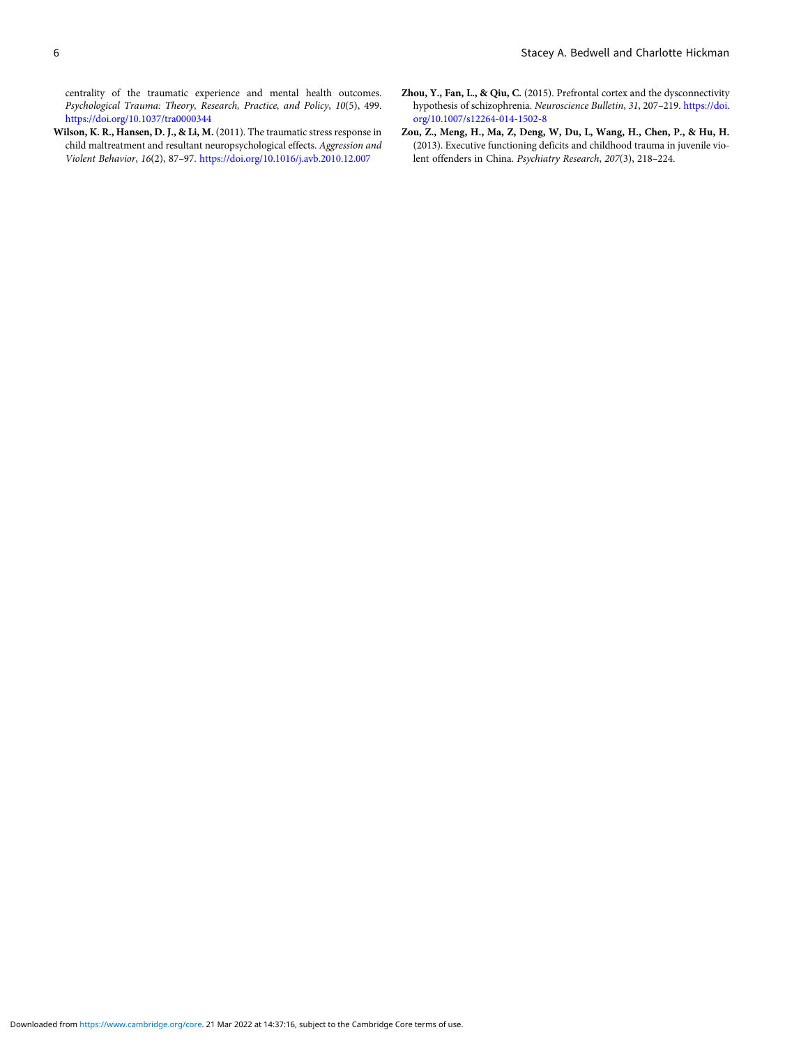centrality of the traumatic experience and mental health outcomes. *Psychological Trauma: Theory, Research, Practice, and Policy*, *10*(5), 499. https://doi.org/10.1037/tra0000344

**Wilson, K. R., Hansen, D. J., & Li, M.** (2011). The traumatic stress response in child maltreatment and resultant neuropsychological effects. *Aggression and Violent Behavior*, *16*(2), 87–97. https://doi.org/10.1016/j.avb.2010.12.007

**Zhou, Y., Fan, L., & Qiu, C.** (2015). Prefrontal cortex and the dysconnectivity hypothesis of schizophrenia. *Neuroscience Bulletin*, *31*, 207–219. https://doi.org/10.1007/s12264-014-1502-8

**Zou, Z., Meng, H., Ma, Z, Deng, W, Du, L, Wang, H., Chen, P., & Hu, H.** (2013). Executive functioning deficits and childhood trauma in juvenile violent offenders in China. *Psychiatry Research*, *207*(3), 218–224.

Downloaded from https://www.cambridge.org/core. 21 Mar 2022 at 14:37:16, subject to the Cambridge Core terms of use.